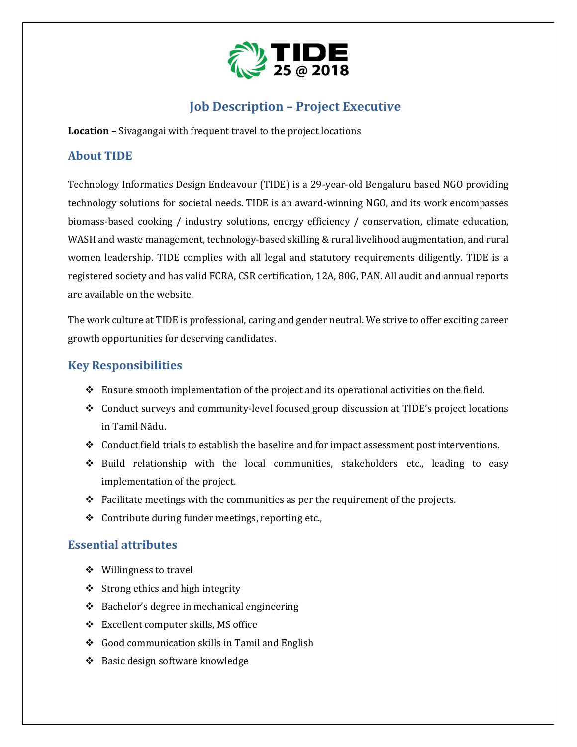# Job Description – Project Executive

**Location** – Sivagangai with frequent travel to the project locations

## About TIDE

Technology Informatics Design Endeavour (TIDE) is a 29-year-old Bengaluru based NGO providing technology solutions for societal needs. TIDE is an award-winning NGO, and its work encompasses biomass-based cooking / industry solutions, energy efficiency / conservation, climate education, WASH and waste management, technology-based skilling & rural livelihood augmentation, and rural women leadership. TIDE complies with all legal and statutory requirements diligently. TIDE is a registered society and has valid FCRA, CSR certification, 12A, 80G, PAN. All audit and annual reports are available on the website.

The work culture at TIDE is professional, caring and gender neutral. We strive to offer exciting career growth opportunities for deserving candidates.

## Key Responsibilities

- Ensure smooth implementation of the project and its operational activities on the field.
- Conduct surveys and community-level focused group discussion at TIDE's project locations in Tamil Nādu.
- Conduct field trials to establish the baseline and for impact assessment post interventions.
- Build relationship with the local communities, stakeholders etc., leading to easy implementation of the project.
- Facilitate meetings with the communities as per the requirement of the projects.
- Contribute during funder meetings, reporting etc.,

## Essential attributes

- Willingness to travel
- Strong ethics and high integrity
- Bachelor's degree in mechanical engineering
- Excellent computer skills, MS office
- Good communication skills in Tamil and English
- Basic design software knowledge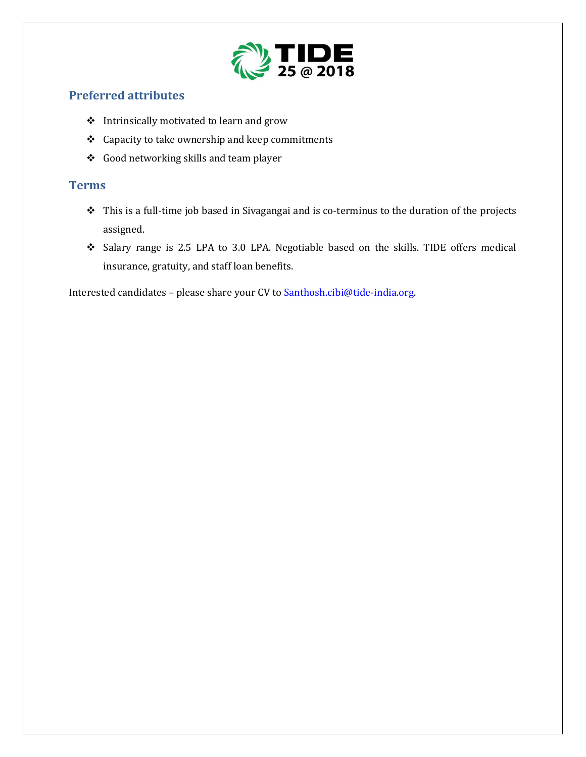## Preferred attributes

- Intrinsically motivated to learn and grow
- Capacity to take ownership and keep commitments
- Good networking skills and team player

## Terms

- This is a full-time job based in Sivagangai and is co-terminus to the duration of the projects assigned.
- Salary range is 2.5 LPA to 3.0 LPA. Negotiable based on the skills. TIDE offers medical insurance, gratuity, and staff loan benefits.

Interested candidates – please share your CV to Santhosh.cibi@tide-india.org.